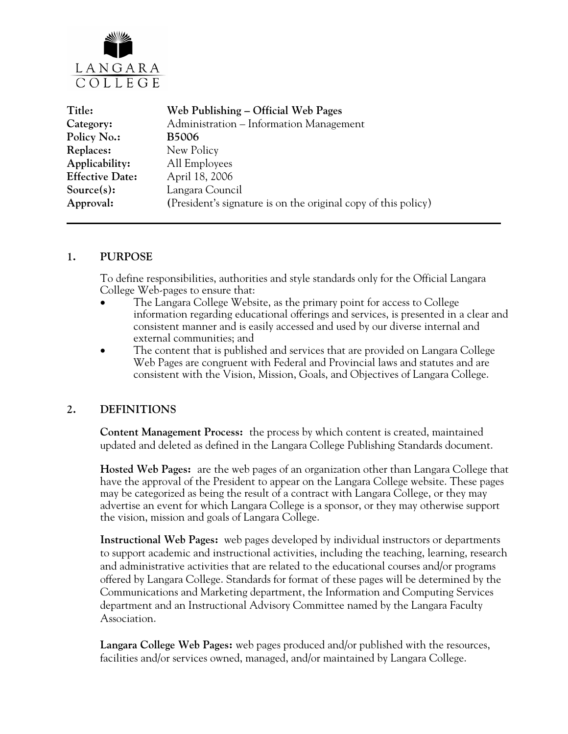LANGARA COLLEGE

| | |
|---|---|
| **Title:** | **Web Publishing – Official Web Pages** |
| **Category:** | Administration – Information Management |
| **Policy No.:** | **B5006** |
| **Replaces:** | New Policy |
| **Applicability:** | All Employees |
| **Effective Date:** | April 18, 2006 |
| **Source(s):** | Langara Council |
| **Approval:** | (President's signature is on the original copy of this policy) |

## 1. PURPOSE

To define responsibilities, authorities and style standards only for the Official Langara College Web-pages to ensure that:

- The Langara College Website, as the primary point for access to College information regarding educational offerings and services, is presented in a clear and consistent manner and is easily accessed and used by our diverse internal and external communities; and
- The content that is published and services that are provided on Langara College Web Pages are congruent with Federal and Provincial laws and statutes and are consistent with the Vision, Mission, Goals, and Objectives of Langara College.

## 2. DEFINITIONS

**Content Management Process:** the process by which content is created, maintained updated and deleted as defined in the Langara College Publishing Standards document.

**Hosted Web Pages:** are the web pages of an organization other than Langara College that have the approval of the President to appear on the Langara College website. These pages may be categorized as being the result of a contract with Langara College, or they may advertise an event for which Langara College is a sponsor, or they may otherwise support the vision, mission and goals of Langara College.

**Instructional Web Pages:** web pages developed by individual instructors or departments to support academic and instructional activities, including the teaching, learning, research and administrative activities that are related to the educational courses and/or programs offered by Langara College. Standards for format of these pages will be determined by the Communications and Marketing department, the Information and Computing Services department and an Instructional Advisory Committee named by the Langara Faculty Association.

**Langara College Web Pages:** web pages produced and/or published with the resources, facilities and/or services owned, managed, and/or maintained by Langara College.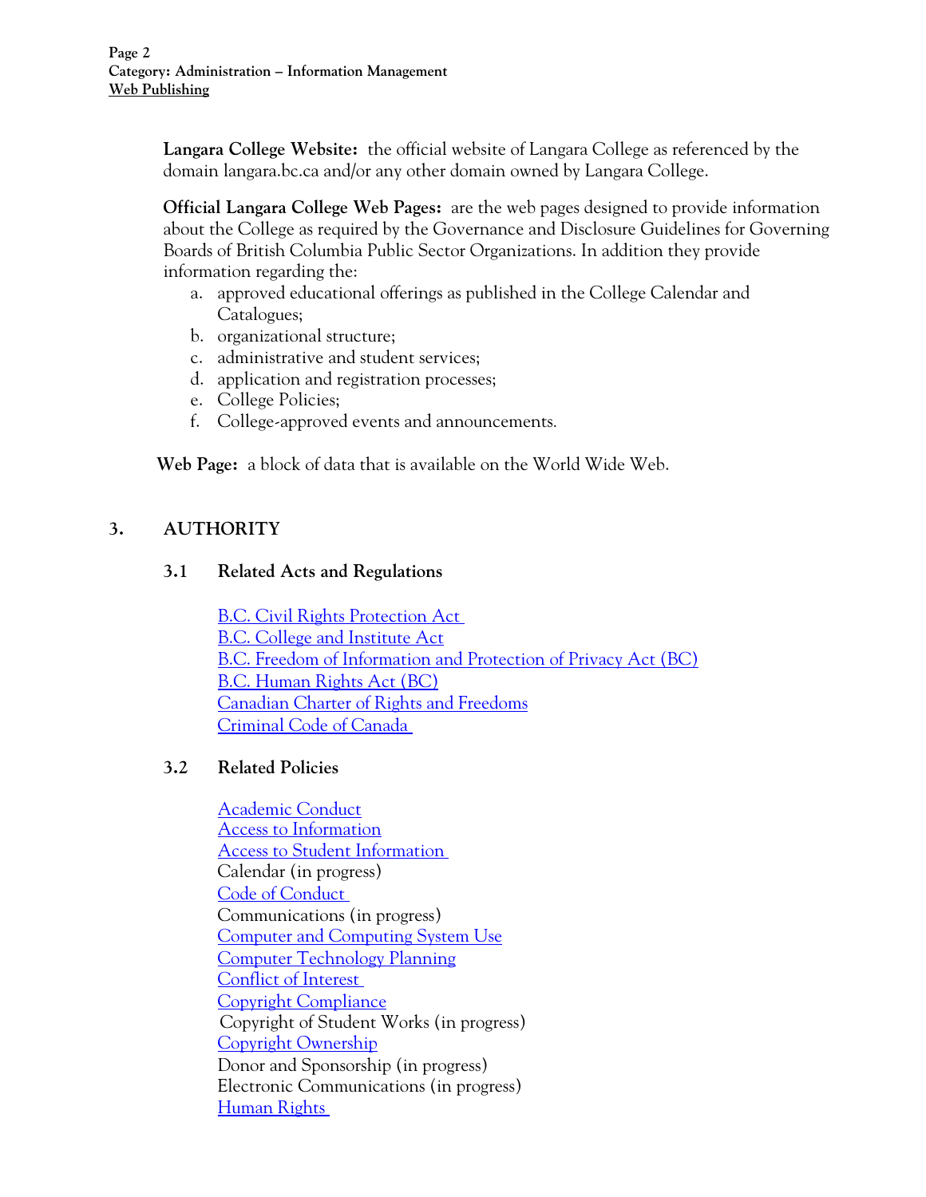**Langara College Website:** the official website of Langara College as referenced by the domain langara.bc.ca and/or any other domain owned by Langara College.

**Official Langara College Web Pages:** are the web pages designed to provide information about the College as required by the Governance and Disclosure Guidelines for Governing Boards of British Columbia Public Sector Organizations. In addition they provide information regarding the:

a. approved educational offerings as published in the College Calendar and Catalogues;
b. organizational structure;
c. administrative and student services;
d. application and registration processes;
e. College Policies;
f. College-approved events and announcements.

**Web Page:** a block of data that is available on the World Wide Web.

## 3. AUTHORITY

### 3.1 Related Acts and Regulations

B.C. Civil Rights Protection Act
B.C. College and Institute Act
B.C. Freedom of Information and Protection of Privacy Act (BC)
B.C. Human Rights Act (BC)
Canadian Charter of Rights and Freedoms
Criminal Code of Canada

### 3.2 Related Policies

Academic Conduct
Access to Information
Access to Student Information
Calendar (in progress)
Code of Conduct
Communications (in progress)
Computer and Computing System Use
Computer Technology Planning
Conflict of Interest
Copyright Compliance
Copyright of Student Works (in progress)
Copyright Ownership
Donor and Sponsorship (in progress)
Electronic Communications (in progress)
Human Rights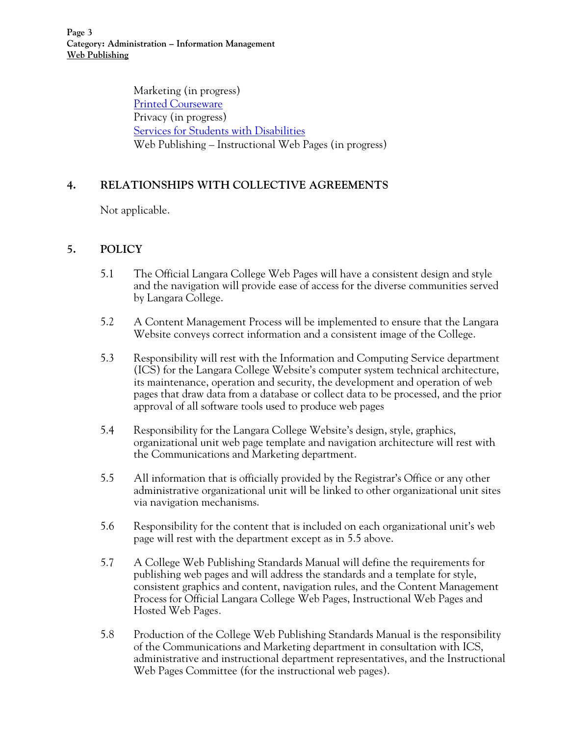Marketing (in progress)
Printed Courseware
Privacy (in progress)
Services for Students with Disabilities
Web Publishing – Instructional Web Pages (in progress)

## 4. RELATIONSHIPS WITH COLLECTIVE AGREEMENTS

Not applicable.

## 5. POLICY

5.1 The Official Langara College Web Pages will have a consistent design and style and the navigation will provide ease of access for the diverse communities served by Langara College.

5.2 A Content Management Process will be implemented to ensure that the Langara Website conveys correct information and a consistent image of the College.

5.3 Responsibility will rest with the Information and Computing Service department (ICS) for the Langara College Website's computer system technical architecture, its maintenance, operation and security, the development and operation of web pages that draw data from a database or collect data to be processed, and the prior approval of all software tools used to produce web pages

5.4 Responsibility for the Langara College Website's design, style, graphics, organizational unit web page template and navigation architecture will rest with the Communications and Marketing department.

5.5 All information that is officially provided by the Registrar's Office or any other administrative organizational unit will be linked to other organizational unit sites via navigation mechanisms.

5.6 Responsibility for the content that is included on each organizational unit's web page will rest with the department except as in 5.5 above.

5.7 A College Web Publishing Standards Manual will define the requirements for publishing web pages and will address the standards and a template for style, consistent graphics and content, navigation rules, and the Content Management Process for Official Langara College Web Pages, Instructional Web Pages and Hosted Web Pages.

5.8 Production of the College Web Publishing Standards Manual is the responsibility of the Communications and Marketing department in consultation with ICS, administrative and instructional department representatives, and the Instructional Web Pages Committee (for the instructional web pages).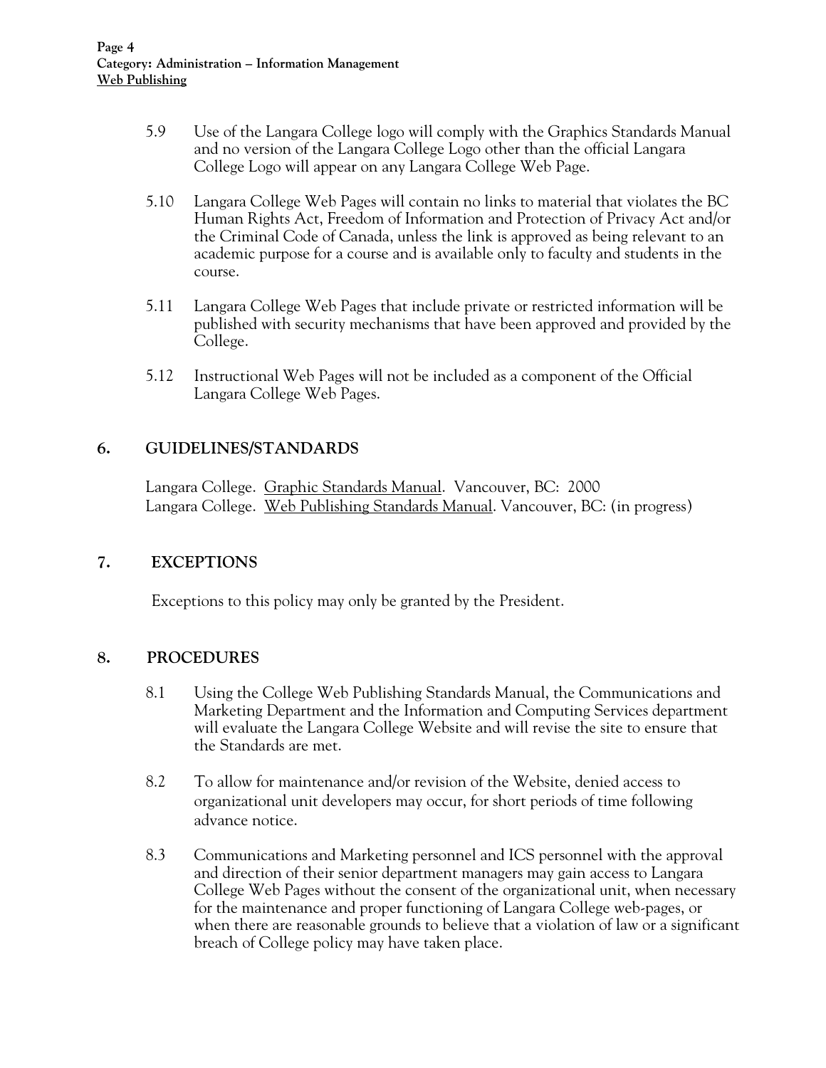5.9 Use of the Langara College logo will comply with the Graphics Standards Manual and no version of the Langara College Logo other than the official Langara College Logo will appear on any Langara College Web Page.

5.10 Langara College Web Pages will contain no links to material that violates the BC Human Rights Act, Freedom of Information and Protection of Privacy Act and/or the Criminal Code of Canada, unless the link is approved as being relevant to an academic purpose for a course and is available only to faculty and students in the course.

5.11 Langara College Web Pages that include private or restricted information will be published with security mechanisms that have been approved and provided by the College.

5.12 Instructional Web Pages will not be included as a component of the Official Langara College Web Pages.

## 6. GUIDELINES/STANDARDS

Langara College. Graphic Standards Manual. Vancouver, BC: 2000
Langara College. Web Publishing Standards Manual. Vancouver, BC: (in progress)

## 7. EXCEPTIONS

Exceptions to this policy may only be granted by the President.

## 8. PROCEDURES

8.1 Using the College Web Publishing Standards Manual, the Communications and Marketing Department and the Information and Computing Services department will evaluate the Langara College Website and will revise the site to ensure that the Standards are met.

8.2 To allow for maintenance and/or revision of the Website, denied access to organizational unit developers may occur, for short periods of time following advance notice.

8.3 Communications and Marketing personnel and ICS personnel with the approval and direction of their senior department managers may gain access to Langara College Web Pages without the consent of the organizational unit, when necessary for the maintenance and proper functioning of Langara College web-pages, or when there are reasonable grounds to believe that a violation of law or a significant breach of College policy may have taken place.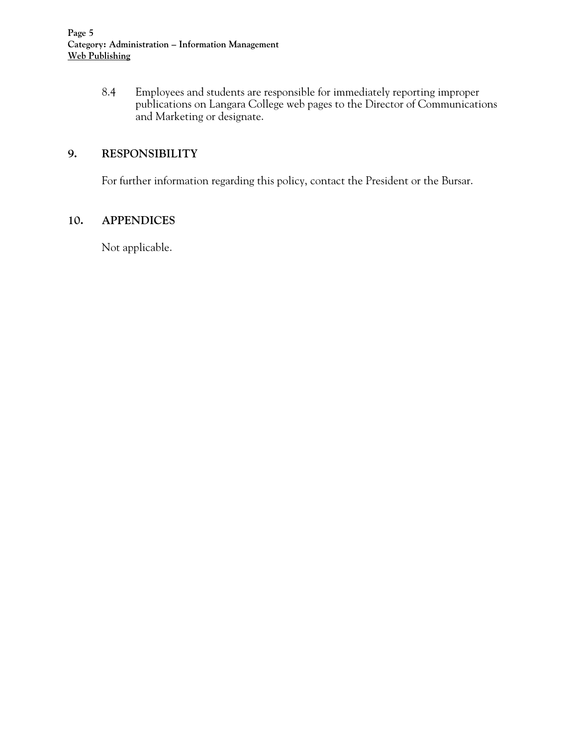8.4 Employees and students are responsible for immediately reporting improper publications on Langara College web pages to the Director of Communications and Marketing or designate.

## 9. RESPONSIBILITY

For further information regarding this policy, contact the President or the Bursar.

## 10. APPENDICES

Not applicable.